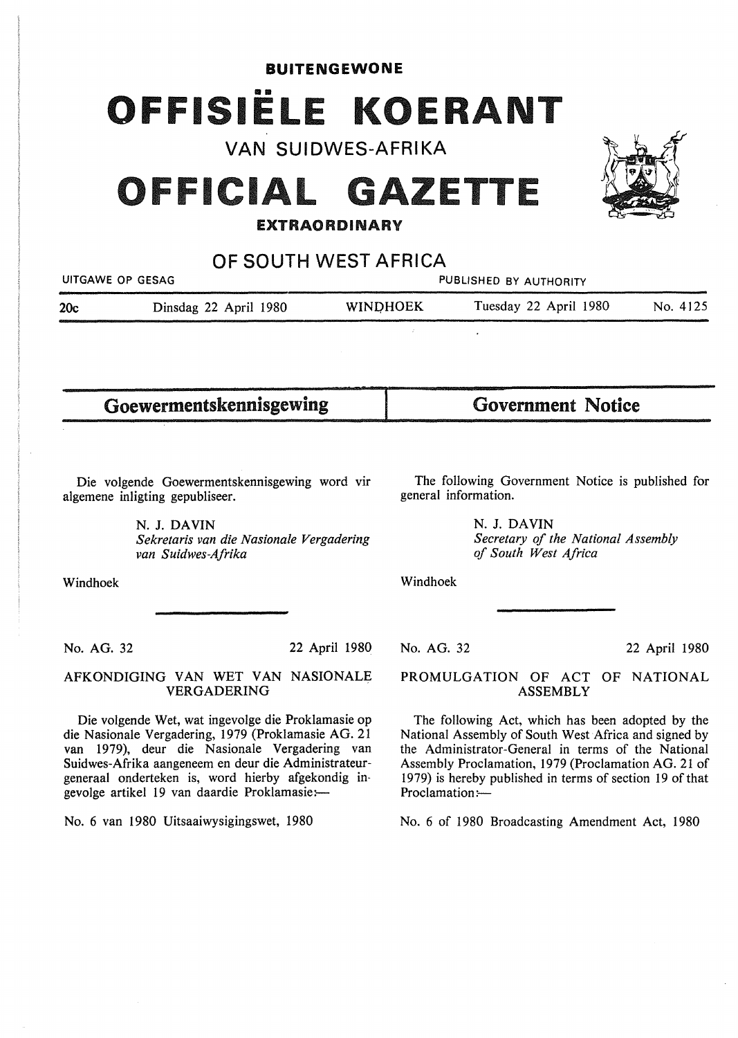**BUITENGEWONE**

# OFFISIËLE KOERANT

## VAN SUIDWES-AFRIKA

# OFFICIAL GAZETTE

**EXTRAORDINARY**

## OF SOUTH WEST AFRICA

UITGAWE OP GESAG — PUBLISHED BY AUTHORITY

20c — Dinsdag 22 April 1980 — WINDHOEK — Tuesday 22 April 1980 — No. 4125

## Goewermentskennisgewing

Die volgende Goewermentskennisgewing word vir algemene inligting gepubliseer.

N. J. DAVIN
*Sekretaris van die Nasionale Vergadering van Suidwes-Afrika*

Windhoek

No. AG. 32 — 22 April 1980

### AFKONDIGING VAN WET VAN NASIONALE VERGADERING

Die volgende Wet, wat ingevolge die Proklamasie op die Nasionale Vergadering, 1979 (Proklamasie AG. 21 van 1979), deur die Nasionale Vergadering van Suidwes-Afrika aangeneem en deur die Administrateur-generaal onderteken is, word hierby afgekondig ingevolge artikel 19 van daardie Proklamasie:—

No. 6 van 1980 Uitsaaiwysigingswet, 1980

## Government Notice

The following Government Notice is published for general information.

N. J. DAVIN
*Secretary of the National Assembly of South West Africa*

Windhoek

No. AG. 32 — 22 April 1980

### PROMULGATION OF ACT OF NATIONAL ASSEMBLY

The following Act, which has been adopted by the National Assembly of South West Africa and signed by the Administrator-General in terms of the National Assembly Proclamation, 1979 (Proclamation AG. 21 of 1979) is hereby published in terms of section 19 of that Proclamation:—

No. 6 of 1980 Broadcasting Amendment Act, 1980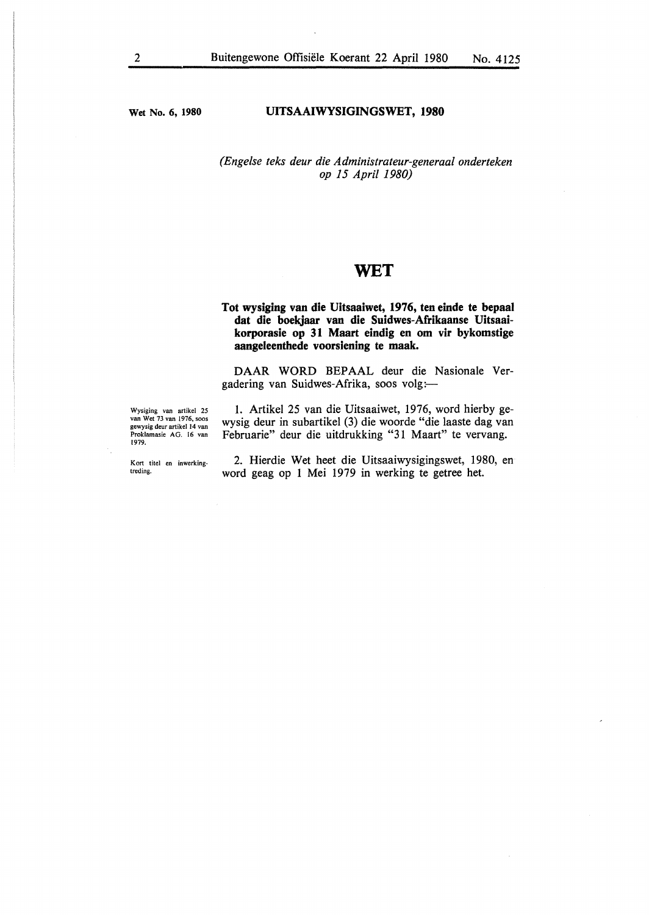Wet No. 6, 1980

**UITSAAIWYSIGINGSWET, 1980**

*(Engelse teks deur die Administrateur-generaal onderteken op 15 April 1980)*

# WET

**Tot wysiging van die Uitsaaiwet, 1976, ten einde te bepaal dat die boekjaar van die Suidwes-Afrikaanse Uitsaaikorporasie op 31 Maart eindig en om vir bykomstige aangeleenthede voorsiening te maak.**

DAAR WORD BEPAAL deur die Nasionale Vergadering van Suidwes-Afrika, soos volg:—

Wysiging van artikel 25 van Wet 73 van 1976, soos gewysig deur artikel 14 van Proklamasie AG. 16 van 1979.

1. Artikel 25 van die Uitsaaiwet, 1976, word hierby gewysig deur in subartikel (3) die woorde "die laaste dag van Februarie" deur die uitdrukking "31 Maart" te vervang.

Kort titel en inwerkingtreding.

2. Hierdie Wet heet die Uitsaaiwysigingswet, 1980, en word geag op 1 Mei 1979 in werking te getree het.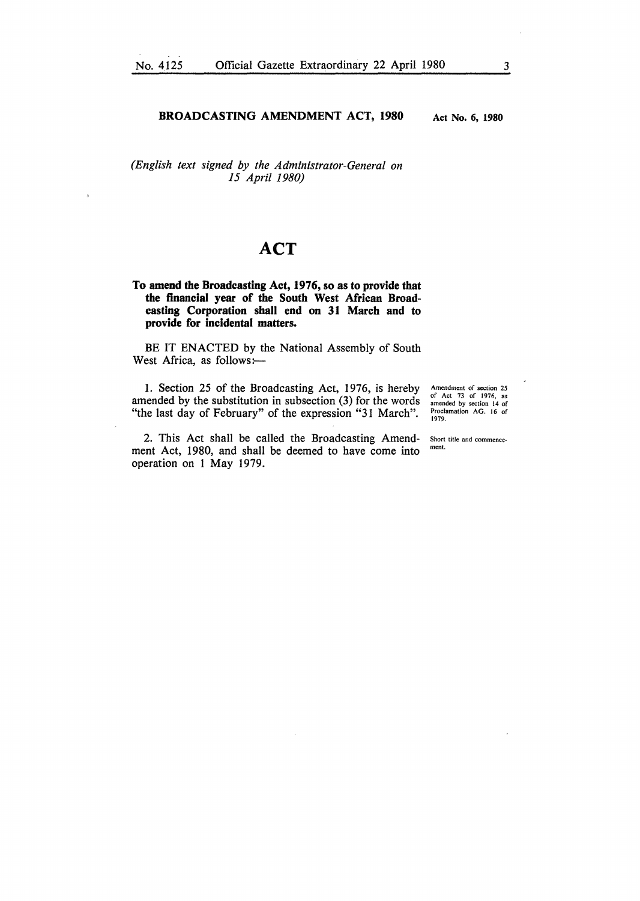**BROADCASTING AMENDMENT ACT, 1980** **Act No. 6, 1980**

*(English text signed by the Administrator-General on 15 April 1980)*

# ACT

**To amend the Broadcasting Act, 1976, so as to provide that the financial year of the South West African Broadcasting Corporation shall end on 31 March and to provide for incidental matters.**

BE IT ENACTED by the National Assembly of South West Africa, as follows:—

Amendment of section 25 of Act 73 of 1976, as amended by section 14 of Proclamation AG. 16 of 1979.

1. Section 25 of the Broadcasting Act, 1976, is hereby amended by the substitution in subsection (3) for the words "the last day of February" of the expression "31 March".

Short title and commencement.

2. This Act shall be called the Broadcasting Amendment Act, 1980, and shall be deemed to have come into operation on 1 May 1979.